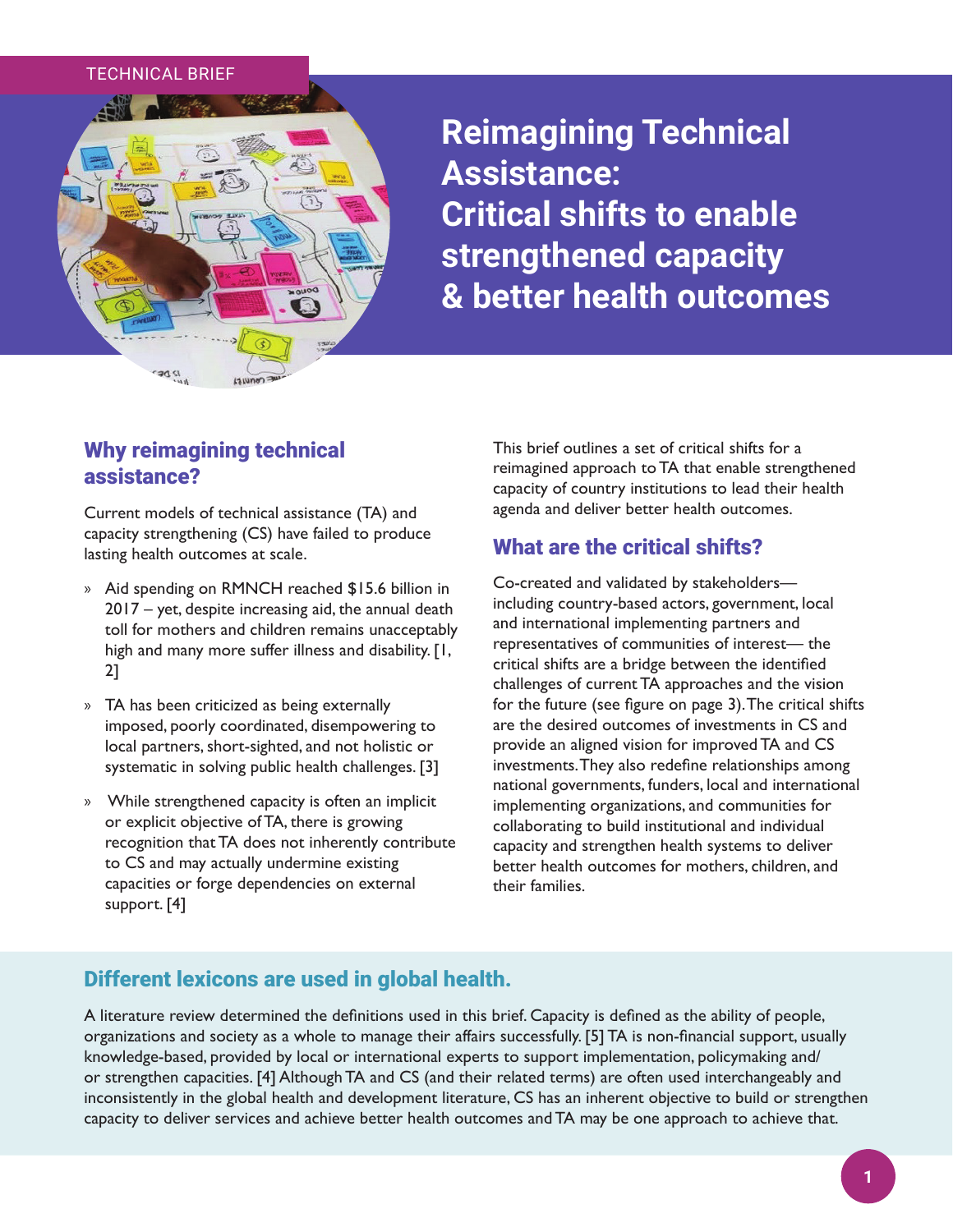TECHNICAL BRIEF

# Reimagining Technical Assistance: Critical shifts to enable strengthened capacity & better health outcomes

## Why reimagining technical assistance?

Current models of technical assistance (TA) and capacity strengthening (CS) have failed to produce lasting health outcomes at scale.

- Aid spending on RMNCH reached $15.6 billion in 2017 – yet, despite increasing aid, the annual death toll for mothers and children remains unacceptably high and many more suffer illness and disability. [1, 2]
- TA has been criticized as being externally imposed, poorly coordinated, disempowering to local partners, short-sighted, and not holistic or systematic in solving public health challenges. [3]
- While strengthened capacity is often an implicit or explicit objective of TA, there is growing recognition that TA does not inherently contribute to CS and may actually undermine existing capacities or forge dependencies on external support. [4]

This brief outlines a set of critical shifts for a reimagined approach to TA that enable strengthened capacity of country institutions to lead their health agenda and deliver better health outcomes.

## What are the critical shifts?

Co-created and validated by stakeholders—including country-based actors, government, local and international implementing partners and representatives of communities of interest— the critical shifts are a bridge between the identified challenges of current TA approaches and the vision for the future (see figure on page 3). The critical shifts are the desired outcomes of investments in CS and provide an aligned vision for improved TA and CS investments. They also redefine relationships among national governments, funders, local and international implementing organizations, and communities for collaborating to build institutional and individual capacity and strengthen health systems to deliver better health outcomes for mothers, children, and their families.

## Different lexicons are used in global health.

A literature review determined the definitions used in this brief. Capacity is defined as the ability of people, organizations and society as a whole to manage their affairs successfully. [5] TA is non-financial support, usually knowledge-based, provided by local or international experts to support implementation, policymaking and/or strengthen capacities. [4] Although TA and CS (and their related terms) are often used interchangeably and inconsistently in the global health and development literature, CS has an inherent objective to build or strengthen capacity to deliver services and achieve better health outcomes and TA may be one approach to achieve that.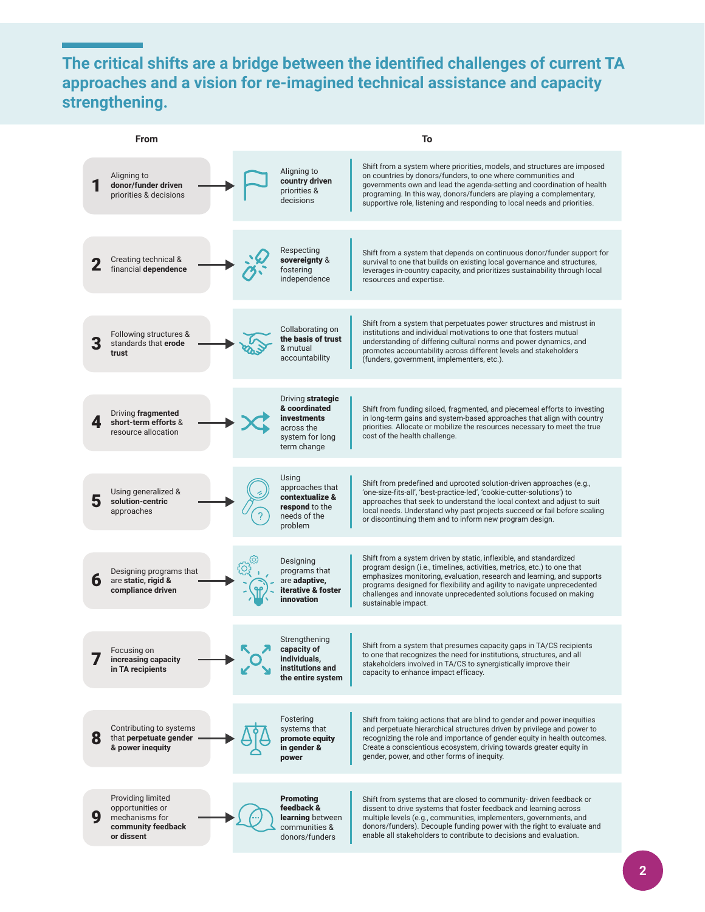# The critical shifts are a bridge between the identified challenges of current TA approaches and a vision for re-imagined technical assistance and capacity strengthening.

| # | From | To | |
|---|---|---|---|
| 1 | Aligning to **donor/funder driven** priorities & decisions | Aligning to **country driven** priorities & decisions | Shift from a system where priorities, models, and structures are imposed on countries by donors/funders, to one where communities and governments own and lead the agenda-setting and coordination of health programing. In this way, donors/funders are playing a complementary, supportive role, listening and responding to local needs and priorities. |
| 2 | Creating technical & financial **dependence** | Respecting **sovereignty** & fostering independence | Shift from a system that depends on continuous donor/funder support for survival to one that builds on existing local governance and structures, leverages in-country capacity, and prioritizes sustainability through local resources and expertise. |
| 3 | Following structures & standards that **erode trust** | Collaborating on **the basis of trust** & mutual accountability | Shift from a system that perpetuates power structures and mistrust in institutions and individual motivations to one that fosters mutual understanding of differing cultural norms and power dynamics, and promotes accountability across different levels and stakeholders (funders, government, implementers, etc.). |
| 4 | Driving **fragmented short-term efforts** & resource allocation | Driving **strategic & coordinated investments** across the system for long term change | Shift from funding siloed, fragmented, and piecemeal efforts to investing in long-term gains and system-based approaches that align with country priorities. Allocate or mobilize the resources necessary to meet the true cost of the health challenge. |
| 5 | Using generalized & **solution-centric** approaches | Using approaches that **contextualize & respond** to the needs of the problem | Shift from predefined and uprooted solution-driven approaches (e.g., 'one-size-fits-all', 'best-practice-led', 'cookie-cutter-solutions') to approaches that seek to understand the local context and adjust to suit local needs. Understand why past projects succeed or fail before scaling or discontinuing them and to inform new program design. |
| 6 | Designing programs that are **static, rigid & compliance driven** | Designing programs that are **adaptive, iterative & foster innovation** | Shift from a system driven by static, inflexible, and standardized program design (i.e., timelines, activities, metrics, etc.) to one that emphasizes monitoring, evaluation, research and learning, and supports programs designed for flexibility and agility to navigate unprecedented challenges and innovate unprecedented solutions focused on making sustainable impact. |
| 7 | Focusing on **increasing capacity in TA recipients** | Strengthening **capacity of individuals, institutions and the entire system** | Shift from a system that presumes capacity gaps in TA/CS recipients to one that recognizes the need for institutions, structures, and all stakeholders involved in TA/CS to synergistically improve their capacity to enhance impact efficacy. |
| 8 | Contributing to systems that **perpetuate gender & power inequity** | Fostering systems that **promote equity in gender & power** | Shift from taking actions that are blind to gender and power inequities and perpetuate hierarchical structures driven by privilege and power to recognizing the role and importance of gender equity in health outcomes. Create a conscientious ecosystem, driving towards greater equity in gender, power, and other forms of inequity. |
| 9 | Providing limited opportunities or mechanisms for **community feedback or dissent** | **Promoting feedback & learning** between communities & donors/funders | Shift from systems that are closed to community- driven feedback or dissent to drive systems that foster feedback and learning across multiple levels (e.g., communities, implementers, governments, and donors/funders). Decouple funding power with the right to evaluate and enable all stakeholders to contribute to decisions and evaluation. |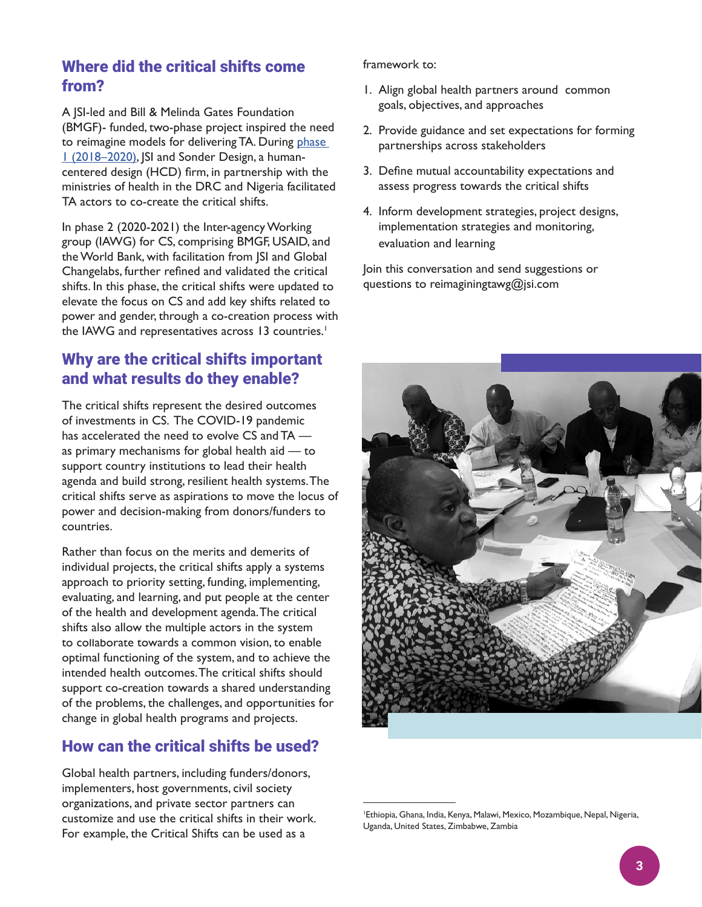## Where did the critical shifts come from?

A JSI-led and Bill & Melinda Gates Foundation (BMGF)- funded, two-phase project inspired the need to reimagine models for delivering TA. During [phase 1 (2018–2020)](), JSI and Sonder Design, a human-centered design (HCD) firm, in partnership with the ministries of health in the DRC and Nigeria facilitated TA actors to co-create the critical shifts.

In phase 2 (2020-2021) the Inter-agency Working group (IAWG) for CS, comprising BMGF, USAID, and the World Bank, with facilitation from JSI and Global Changelabs, further refined and validated the critical shifts. In this phase, the critical shifts were updated to elevate the focus on CS and add key shifts related to power and gender, through a co-creation process with the IAWG and representatives across 13 countries.[1]

## Why are the critical shifts important and what results do they enable?

The critical shifts represent the desired outcomes of investments in CS. The COVID-19 pandemic has accelerated the need to evolve CS and TA — as primary mechanisms for global health aid — to support country institutions to lead their health agenda and build strong, resilient health systems. The critical shifts serve as aspirations to move the locus of power and decision-making from donors/funders to countries.

Rather than focus on the merits and demerits of individual projects, the critical shifts apply a systems approach to priority setting, funding, implementing, evaluating, and learning, and put people at the center of the health and development agenda. The critical shifts also allow the multiple actors in the system to collaborate towards a common vision, to enable optimal functioning of the system, and to achieve the intended health outcomes. The critical shifts should support co-creation towards a shared understanding of the problems, the challenges, and opportunities for change in global health programs and projects.

## How can the critical shifts be used?

Global health partners, including funders/donors, implementers, host governments, civil society organizations, and private sector partners can customize and use the critical shifts in their work. For example, the Critical Shifts can be used as a framework to:

1. Align global health partners around common goals, objectives, and approaches
2. Provide guidance and set expectations for forming partnerships across stakeholders
3. Define mutual accountability expectations and assess progress towards the critical shifts
4. Inform development strategies, project designs, implementation strategies and monitoring, evaluation and learning

Join this conversation and send suggestions or questions to reimaginingtawg@jsi.com

[1] Ethiopia, Ghana, India, Kenya, Malawi, Mexico, Mozambique, Nepal, Nigeria, Uganda, United States, Zimbabwe, Zambia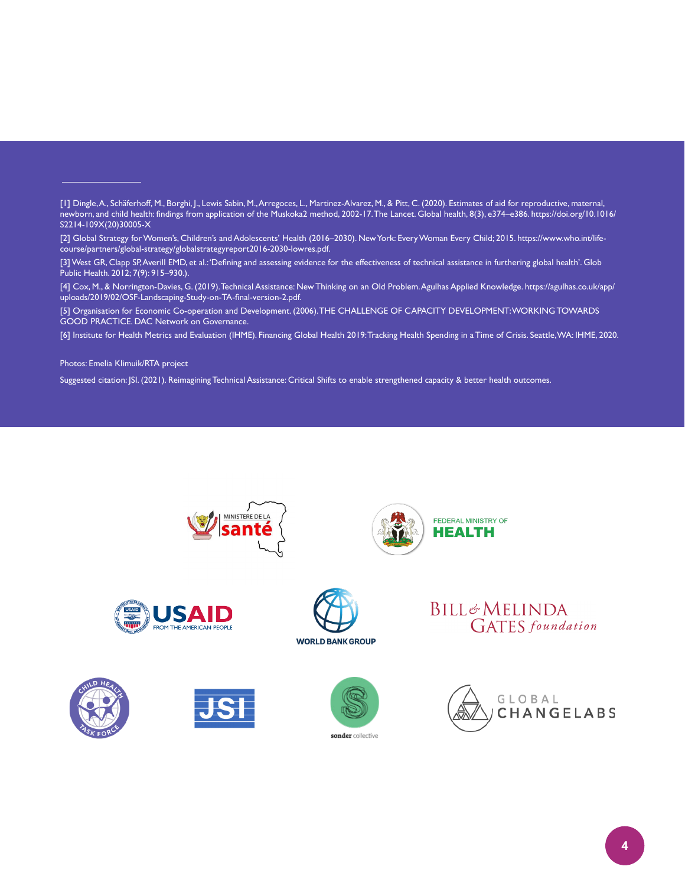[1] Dingle, A., Schäferhoff, M., Borghi, J., Lewis Sabin, M., Arregoces, L., Martinez-Alvarez, M., & Pitt, C. (2020). Estimates of aid for reproductive, maternal, newborn, and child health: findings from application of the Muskoka2 method, 2002-17. The Lancet. Global health, 8(3), e374–e386. https://doi.org/10.1016/S2214-109X(20)30005-X

[2] Global Strategy for Women's, Children's and Adolescents' Health (2016–2030). New York: Every Woman Every Child; 2015. https://www.who.int/life-course/partners/global-strategy/globalstrategyreport2016-2030-lowres.pdf.

[3] West GR, Clapp SP, Averill EMD, et al.: 'Defining and assessing evidence for the effectiveness of technical assistance in furthering global health'. Glob Public Health. 2012; 7(9): 915–930.).

[4] Cox, M., & Norrington-Davies, G. (2019). Technical Assistance: New Thinking on an Old Problem. Agulhas Applied Knowledge. https://agulhas.co.uk/app/uploads/2019/02/OSF-Landscaping-Study-on-TA-final-version-2.pdf.

[5] Organisation for Economic Co-operation and Development. (2006). THE CHALLENGE OF CAPACITY DEVELOPMENT: WORKING TOWARDS GOOD PRACTICE. DAC Network on Governance.

[6] Institute for Health Metrics and Evaluation (IHME). Financing Global Health 2019: Tracking Health Spending in a Time of Crisis. Seattle, WA: IHME, 2020.

Photos: Emelia Klimuik/RTA project

Suggested citation: JSI. (2021). Reimagining Technical Assistance: Critical Shifts to enable strengthened capacity & better health outcomes.

MINISTERE DE LA santé

FEDERAL MINISTRY OF HEALTH

USAID FROM THE AMERICAN PEOPLE

WORLD BANK GROUP

BILL & MELINDA GATES foundation

CHILD HEALTH TASK FORCE

JSI

sonder collective

GLOBAL CHANGELABS